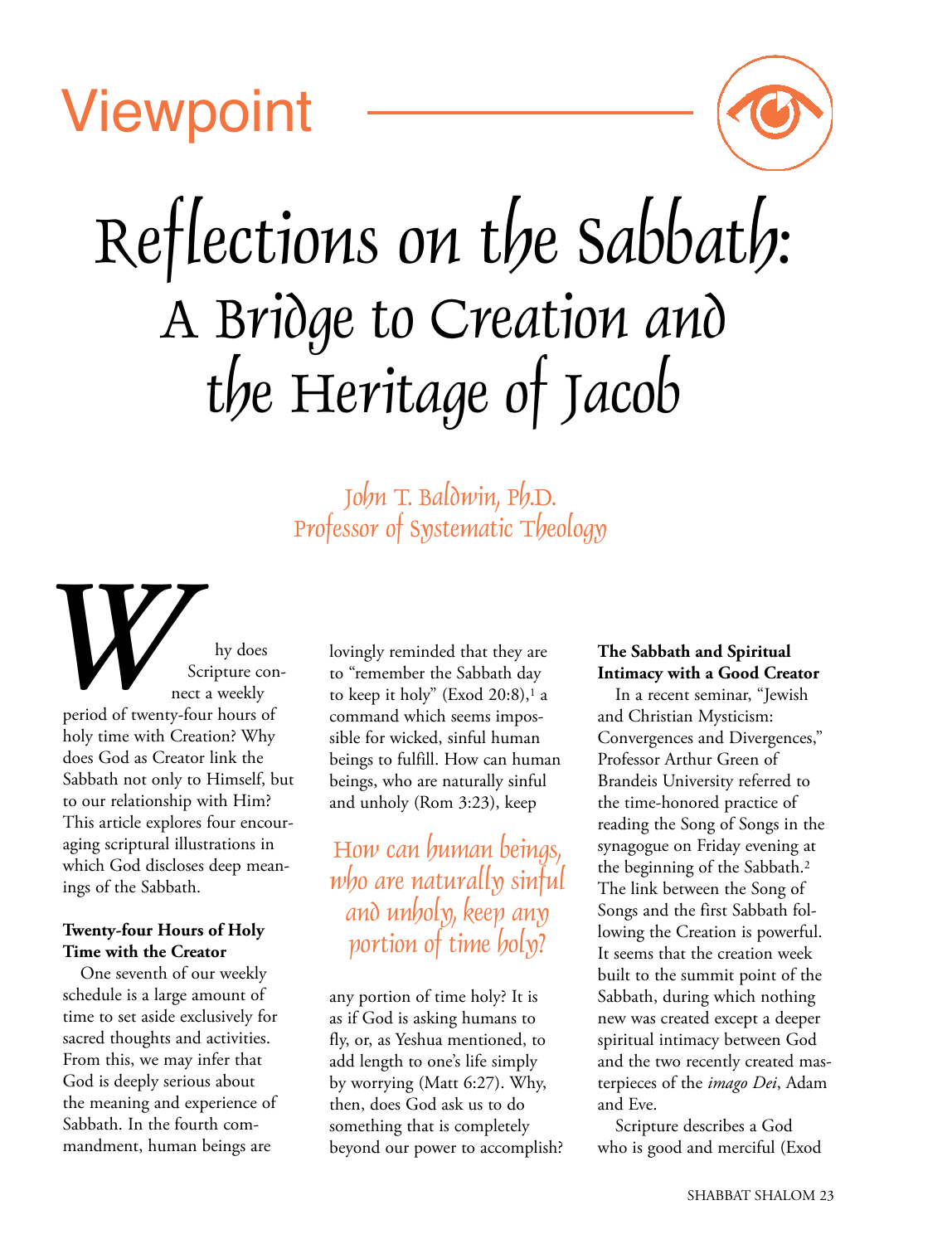Viewpoint

# Reflections on the Sabbath: A Bridge to Creation and the Heritage of Jacob

*John T. Baldwin, Ph.D.*
*Professor of Systematic Theology*

Why does Scripture connect a weekly period of twenty-four hours of holy time with Creation? Why does God as Creator link the Sabbath not only to Himself, but to our relationship with Him? This article explores four encouraging scriptural illustrations in which God discloses deep meanings of the Sabbath.

**Twenty-four Hours of Holy Time with the Creator**

One seventh of our weekly schedule is a large amount of time to set aside exclusively for sacred thoughts and activities. From this, we may infer that God is deeply serious about the meaning and experience of Sabbath. In the fourth commandment, human beings are lovingly reminded that they are to "remember the Sabbath day to keep it holy" (Exod 20:8),[1] a command which seems impossible for wicked, sinful human beings to fulfill. How can human beings, who are naturally sinful and unholy (Rom 3:23), keep any portion of time holy? It is as if God is asking humans to fly, or, as Yeshua mentioned, to add length to one's life simply by worrying (Matt 6:27). Why, then, does God ask us to do something that is completely beyond our power to accomplish?

> *How can human beings, who are naturally sinful and unholy, keep any portion of time holy?*

**The Sabbath and Spiritual Intimacy with a Good Creator**

In a recent seminar, "Jewish and Christian Mysticism: Convergences and Divergences," Professor Arthur Green of Brandeis University referred to the time-honored practice of reading the Song of Songs in the synagogue on Friday evening at the beginning of the Sabbath.[2] The link between the Song of Songs and the first Sabbath following the Creation is powerful. It seems that the creation week built to the summit point of the Sabbath, during which nothing new was created except a deeper spiritual intimacy between God and the two recently created masterpieces of the *imago Dei*, Adam and Eve.

Scripture describes a God who is good and merciful (Exod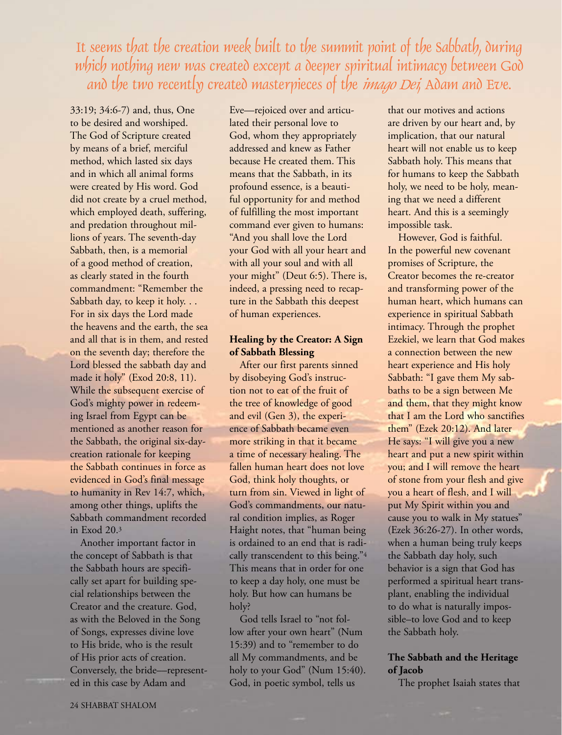*It seems that the creation week built to the summit point of the Sabbath, during which nothing new was created except a deeper spiritual intimacy between God and the two recently created masterpieces of the imago Dei, Adam and Eve.*

33:19; 34:6-7) and, thus, One to be desired and worshiped. The God of Scripture created by means of a brief, merciful method, which lasted six days and in which all animal forms were created by His word. God did not create by a cruel method, which employed death, suffering, and predation throughout millions of years. The seventh-day Sabbath, then, is a memorial of a good method of creation, as clearly stated in the fourth commandment: "Remember the Sabbath day, to keep it holy. . . For in six days the Lord made the heavens and the earth, the sea and all that is in them, and rested on the seventh day; therefore the Lord blessed the sabbath day and made it holy" (Exod 20:8, 11). While the subsequent exercise of God's mighty power in redeeming Israel from Egypt can be mentioned as another reason for the Sabbath, the original six-day-creation rationale for keeping the Sabbath continues in force as evidenced in God's final message to humanity in Rev 14:7, which, among other things, uplifts the Sabbath commandment recorded in Exod 20.[3]

Another important factor in the concept of Sabbath is that the Sabbath hours are specifically set apart for building special relationships between the Creator and the creature. God, as with the Beloved in the Song of Songs, expresses divine love to His bride, who is the result of His prior acts of creation. Conversely, the bride—represented in this case by Adam and Eve—rejoiced over and articulated their personal love to God, whom they appropriately addressed and knew as Father because He created them. This means that the Sabbath, in its profound essence, is a beautiful opportunity for and method of fulfilling the most important command ever given to humans: "And you shall love the Lord your God with all your heart and with all your soul and with all your might" (Deut 6:5). There is, indeed, a pressing need to recapture in the Sabbath this deepest of human experiences.

**Healing by the Creator: A Sign of Sabbath Blessing**

After our first parents sinned by disobeying God's instruction not to eat of the fruit of the tree of knowledge of good and evil (Gen 3), the experience of Sabbath became even more striking in that it became a time of necessary healing. The fallen human heart does not love God, think holy thoughts, or turn from sin. Viewed in light of God's commandments, our natural condition implies, as Roger Haight notes, that "human being is ordained to an end that is radically transcendent to this being."[4] This means that in order for one to keep a day holy, one must be holy. But how can humans be holy?

God tells Israel to "not follow after your own heart" (Num 15:39) and to "remember to do all My commandments, and be holy to your God" (Num 15:40). God, in poetic symbol, tells us that our motives and actions are driven by our heart and, by implication, that our natural heart will not enable us to keep Sabbath holy. This means that for humans to keep the Sabbath holy, we need to be holy, meaning that we need a different heart. And this is a seemingly impossible task.

However, God is faithful. In the powerful new covenant promises of Scripture, the Creator becomes the re-creator and transforming power of the human heart, which humans can experience in spiritual Sabbath intimacy. Through the prophet Ezekiel, we learn that God makes a connection between the new heart experience and His holy Sabbath: "I gave them My sabbaths to be a sign between Me and them, that they might know that I am the Lord who sanctifies them" (Ezek 20:12). And later He says: "I will give you a new heart and put a new spirit within you; and I will remove the heart of stone from your flesh and give you a heart of flesh, and I will put My Spirit within you and cause you to walk in My statues" (Ezek 36:26-27). In other words, when a human being truly keeps the Sabbath day holy, such behavior is a sign that God has performed a spiritual heart transplant, enabling the individual to do what is naturally impossible–to love God and to keep the Sabbath holy.

**The Sabbath and the Heritage of Jacob**

The prophet Isaiah states that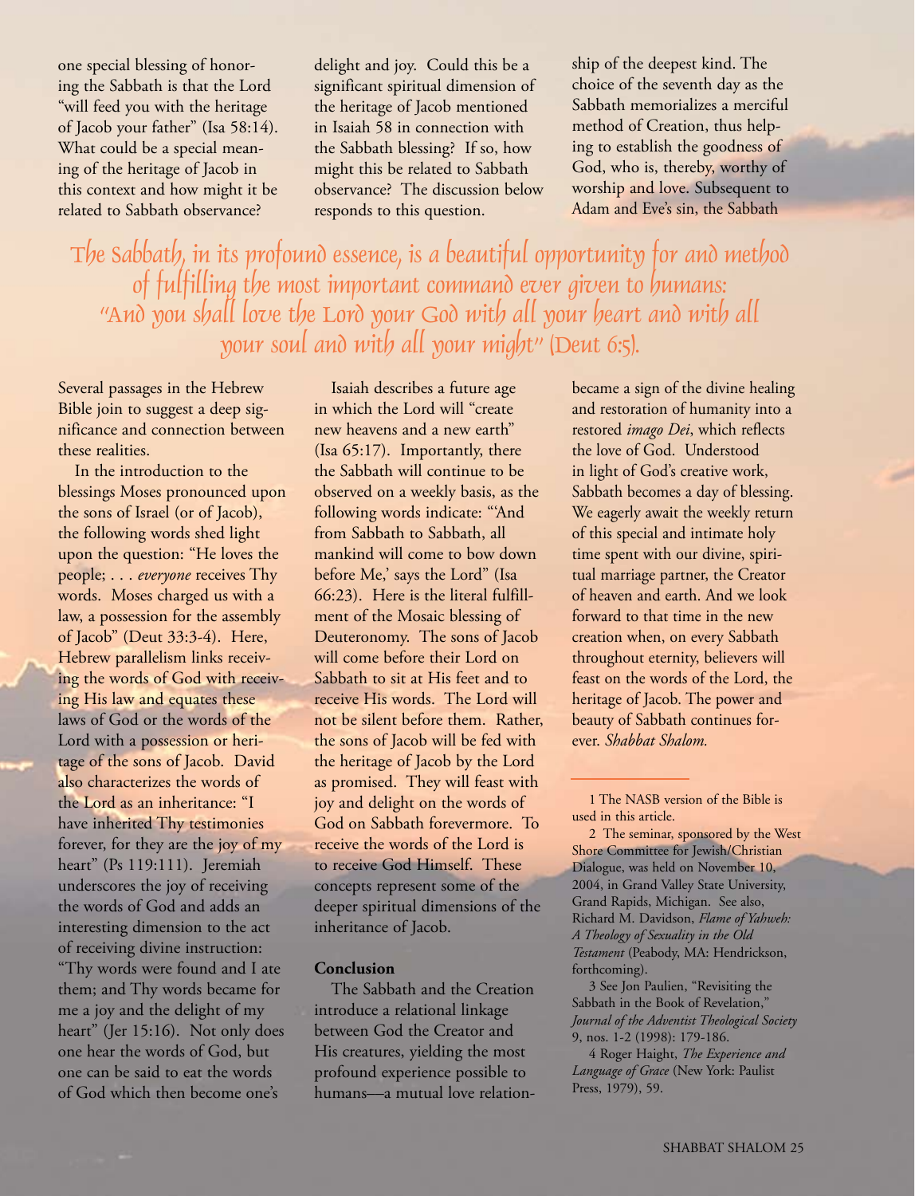one special blessing of honoring the Sabbath is that the Lord "will feed you with the heritage of Jacob your father" (Isa 58:14). What could be a special meaning of the heritage of Jacob in this context and how might it be related to Sabbath observance? Several passages in the Hebrew Bible join to suggest a deep significance and connection between these realities.

In the introduction to the blessings Moses pronounced upon the sons of Israel (or of Jacob), the following words shed light upon the question: "He loves the people; . . . *everyone* receives Thy words. Moses charged us with a law, a possession for the assembly of Jacob" (Deut 33:3-4). Here, Hebrew parallelism links receiving the words of God with receiving His law and equates these laws of God or the words of the Lord with a possession or heritage of the sons of Jacob. David also characterizes the words of the Lord as an inheritance: "I have inherited Thy testimonies forever, for they are the joy of my heart" (Ps 119:111). Jeremiah underscores the joy of receiving the words of God and adds an interesting dimension to the act of receiving divine instruction: "Thy words were found and I ate them; and Thy words became for me a joy and the delight of my heart" (Jer 15:16). Not only does one hear the words of God, but one can be said to eat the words of God which then become one's delight and joy. Could this be a significant spiritual dimension of the heritage of Jacob mentioned in Isaiah 58 in connection with the Sabbath blessing? If so, how might this be related to Sabbath observance? The discussion below responds to this question.

*The Sabbath, in its profound essence, is a beautiful opportunity for and method of fulfilling the most important command ever given to humans: "And you shall love the Lord your God with all your heart and with all your soul and with all your might" (Deut 6:5).*

Isaiah describes a future age in which the Lord will "create new heavens and a new earth" (Isa 65:17). Importantly, there the Sabbath will continue to be observed on a weekly basis, as the following words indicate: "'And from Sabbath to Sabbath, all mankind will come to bow down before Me,' says the Lord" (Isa 66:23). Here is the literal fulfillment of the Mosaic blessing of Deuteronomy. The sons of Jacob will come before their Lord on Sabbath to sit at His feet and to receive His words. The Lord will not be silent before them. Rather, the sons of Jacob will be fed with the heritage of Jacob by the Lord as promised. They will feast with joy and delight on the words of God on Sabbath forevermore. To receive the words of the Lord is to receive God Himself. These concepts represent some of the deeper spiritual dimensions of the inheritance of Jacob.

**Conclusion**

The Sabbath and the Creation introduce a relational linkage between God the Creator and His creatures, yielding the most profound experience possible to humans—a mutual love relationship of the deepest kind. The choice of the seventh day as the Sabbath memorializes a merciful method of Creation, thus helping to establish the goodness of God, who is, thereby, worthy of worship and love. Subsequent to Adam and Eve's sin, the Sabbath became a sign of the divine healing and restoration of humanity into a restored *imago Dei*, which reflects the love of God. Understood in light of God's creative work, Sabbath becomes a day of blessing. We eagerly await the weekly return of this special and intimate holy time spent with our divine, spiritual marriage partner, the Creator of heaven and earth. And we look forward to that time in the new creation when, on every Sabbath throughout eternity, believers will feast on the words of the Lord, the heritage of Jacob. The power and beauty of Sabbath continues forever. *Shabbat Shalom.*

---

1 The NASB version of the Bible is used in this article.

2 The seminar, sponsored by the West Shore Committee for Jewish/Christian Dialogue, was held on November 10, 2004, in Grand Valley State University, Grand Rapids, Michigan. See also, Richard M. Davidson, *Flame of Yahweh: A Theology of Sexuality in the Old Testament* (Peabody, MA: Hendrickson, forthcoming).

3 See Jon Paulien, "Revisiting the Sabbath in the Book of Revelation," *Journal of the Adventist Theological Society* 9, nos. 1-2 (1998): 179-186.

4 Roger Haight, *The Experience and Language of Grace* (New York: Paulist Press, 1979), 59.